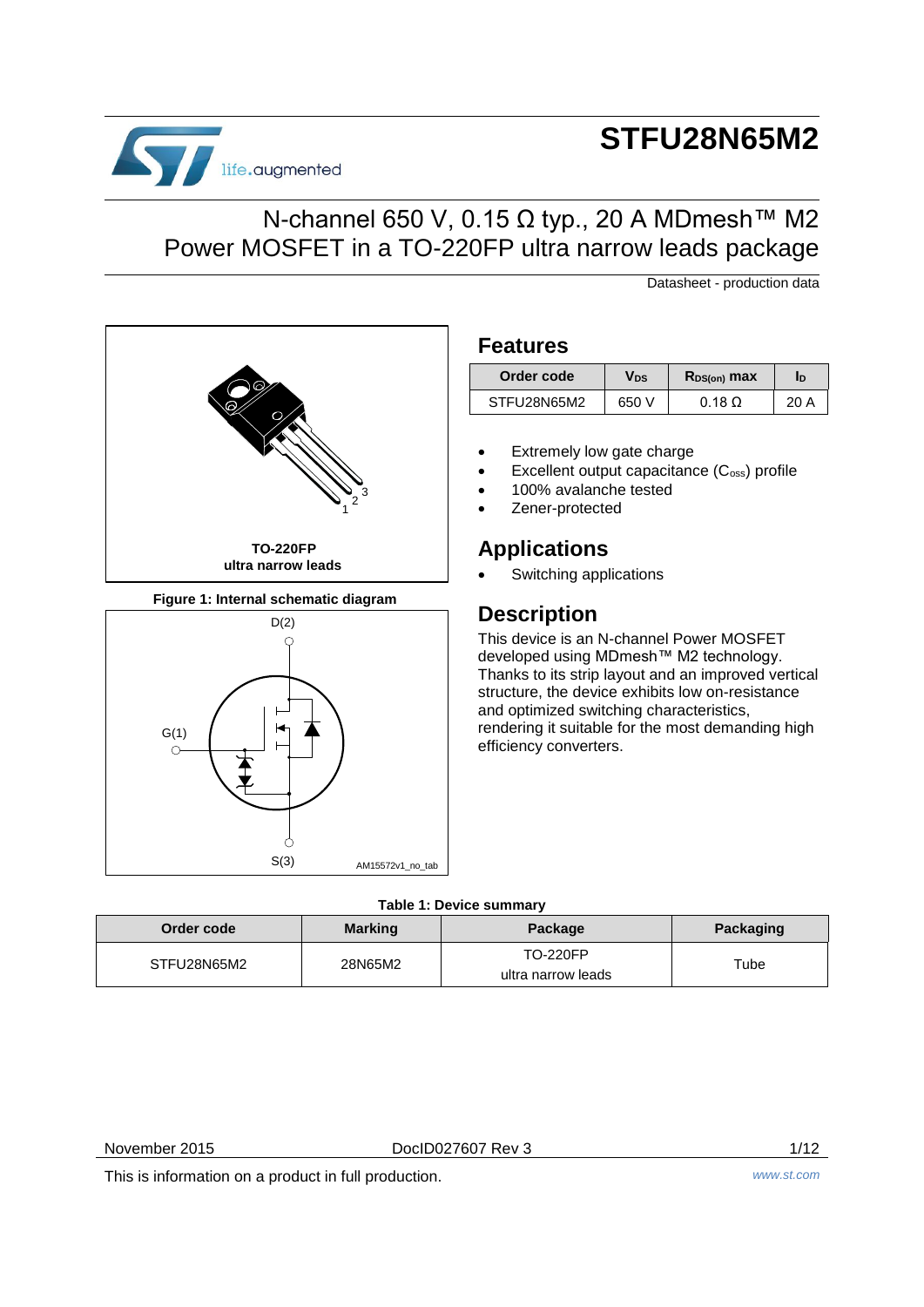# STFU28N65M2

## N-channel 650 V, 0.15 Ω typ., 20 A MDmesh™ M2 Power MOSFET in a TO-220FP ultra narrow leads package

Datasheet - production data

TO-220FP
ultra narrow leads

**Figure 1: Internal schematic diagram**

D(2)

G(1)

S(3)

AM15572v1_no_tab

## Features

| Order code | $V_{DS}$ | $R_{DS(on)}$ max | $I_D$ |
|---|---|---|---|
| STFU28N65M2 | 650 V | 0.18 Ω | 20 A |

- Extremely low gate charge
- Excellent output capacitance ($C_{oss}$) profile
- 100% avalanche tested
- Zener-protected

## Applications

- Switching applications

## Description

This device is an N-channel Power MOSFET developed using MDmesh™ M2 technology. Thanks to its strip layout and an improved vertical structure, the device exhibits low on-resistance and optimized switching characteristics, rendering it suitable for the most demanding high efficiency converters.

**Table 1: Device summary**

| Order code | Marking | Package | Packaging |
|---|---|---|---|
| STFU28N65M2 | 28N65M2 | TO-220FP ultra narrow leads | Tube |

November 2015 DocID027607 Rev 3

This is information on a product in full production.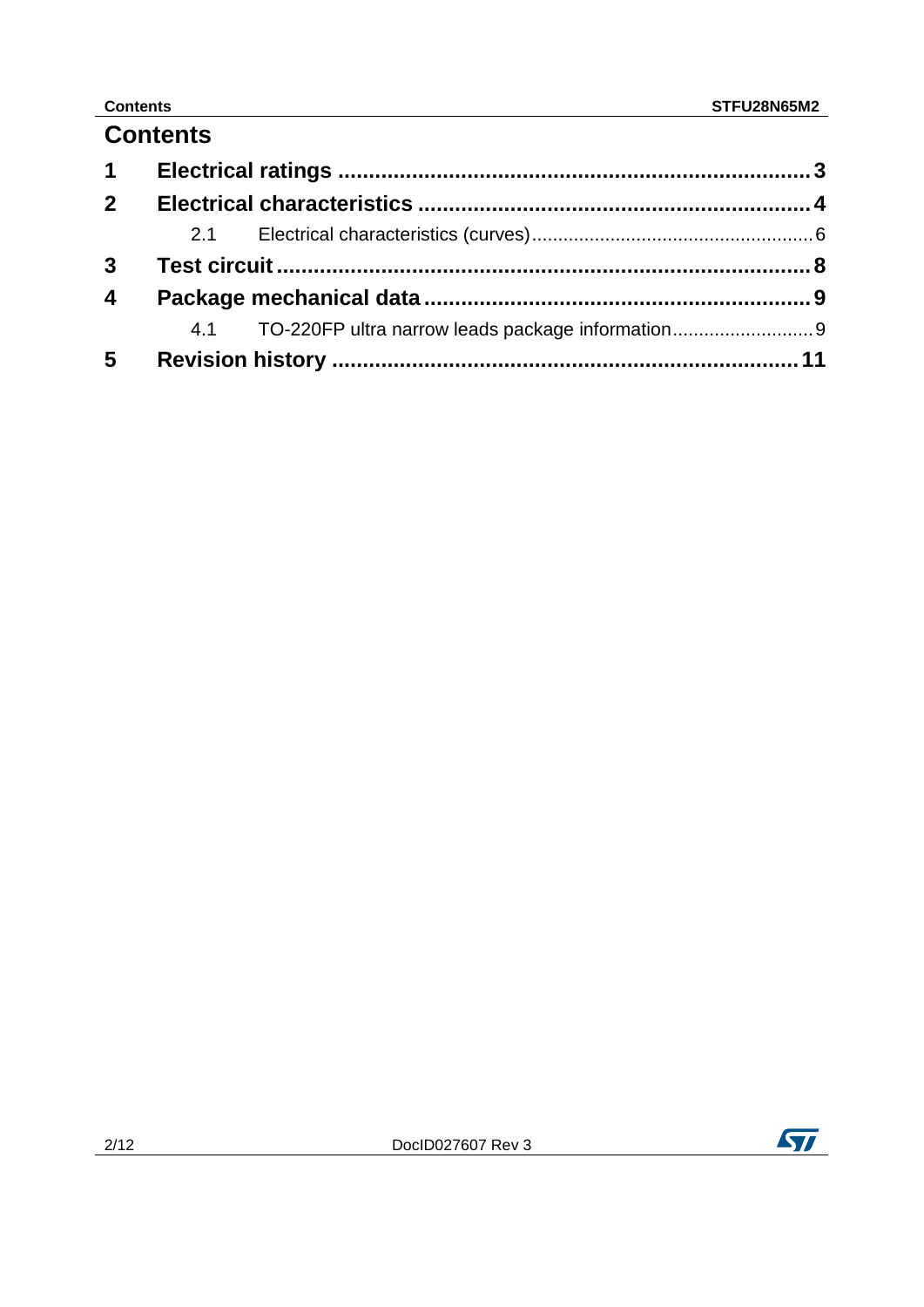# Contents

1 Electrical ratings .......... 3

2 Electrical characteristics .......... 4

  2.1 Electrical characteristics (curves) .......... 6

3 Test circuit .......... 8

4 Package mechanical data .......... 9

  4.1 TO-220FP ultra narrow leads package information .......... 9

5 Revision history .......... 11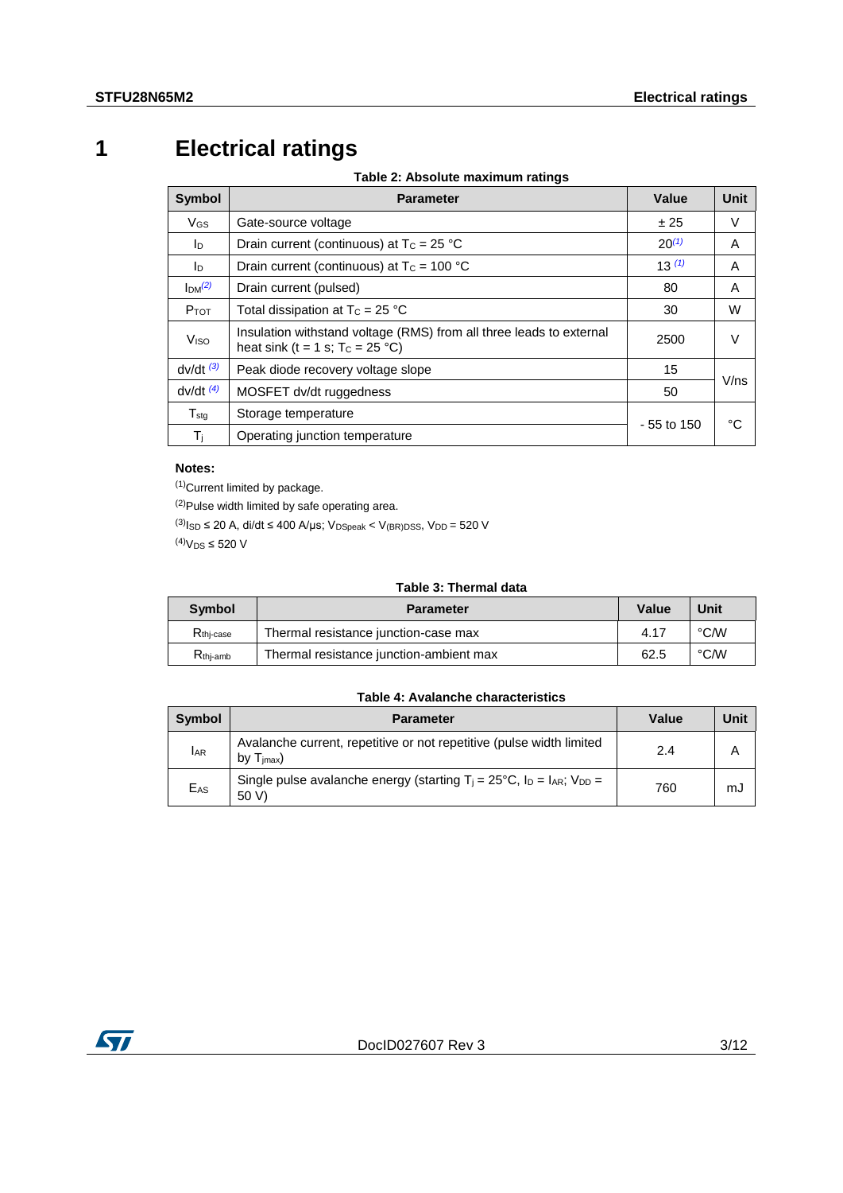# 1 Electrical ratings

**Table 2: Absolute maximum ratings**

| Symbol | Parameter | Value | Unit |
|---|---|---|---|
| $V_{GS}$ | Gate-source voltage | ± 25 | V |
| $I_D$ | Drain current (continuous) at $T_C$ = 25 °C | 20[1] | A |
| $I_D$ | Drain current (continuous) at $T_C$ = 100 °C | 13 [1] | A |
| $I_{DM}$[2] | Drain current (pulsed) | 80 | A |
| $P_{TOT}$ | Total dissipation at $T_C$ = 25 °C | 30 | W |
| $V_{ISO}$ | Insulation withstand voltage (RMS) from all three leads to external heat sink (t = 1 s; $T_C$ = 25 °C) | 2500 | V |
| dv/dt [3] | Peak diode recovery voltage slope | 15 | V/ns |
| dv/dt [4] | MOSFET dv/dt ruggedness | 50 | V/ns |
| $T_{stg}$ | Storage temperature | - 55 to 150 | °C |
| $T_j$ | Operating junction temperature | - 55 to 150 | °C |

**Notes:**

[1]Current limited by package.

[2]Pulse width limited by safe operating area.

[3]$I_{SD}$ ≤ 20 A, di/dt ≤ 400 A/μs; $V_{DSpeak}$ < $V_{(BR)DSS}$, $V_{DD}$ = 520 V

[4]$V_{DS}$ ≤ 520 V

**Table 3: Thermal data**

| Symbol | Parameter | Value | Unit |
|---|---|---|---|
| $R_{thj\text{-}case}$ | Thermal resistance junction-case max | 4.17 | °C/W |
| $R_{thj\text{-}amb}$ | Thermal resistance junction-ambient max | 62.5 | °C/W |

**Table 4: Avalanche characteristics**

| Symbol | Parameter | Value | Unit |
|---|---|---|---|
| $I_{AR}$ | Avalanche current, repetitive or not repetitive (pulse width limited by $T_{jmax}$) | 2.4 | A |
| $E_{AS}$ | Single pulse avalanche energy (starting $T_j$ = 25°C, $I_D$ = $I_{AR}$; $V_{DD}$ = 50 V) | 760 | mJ |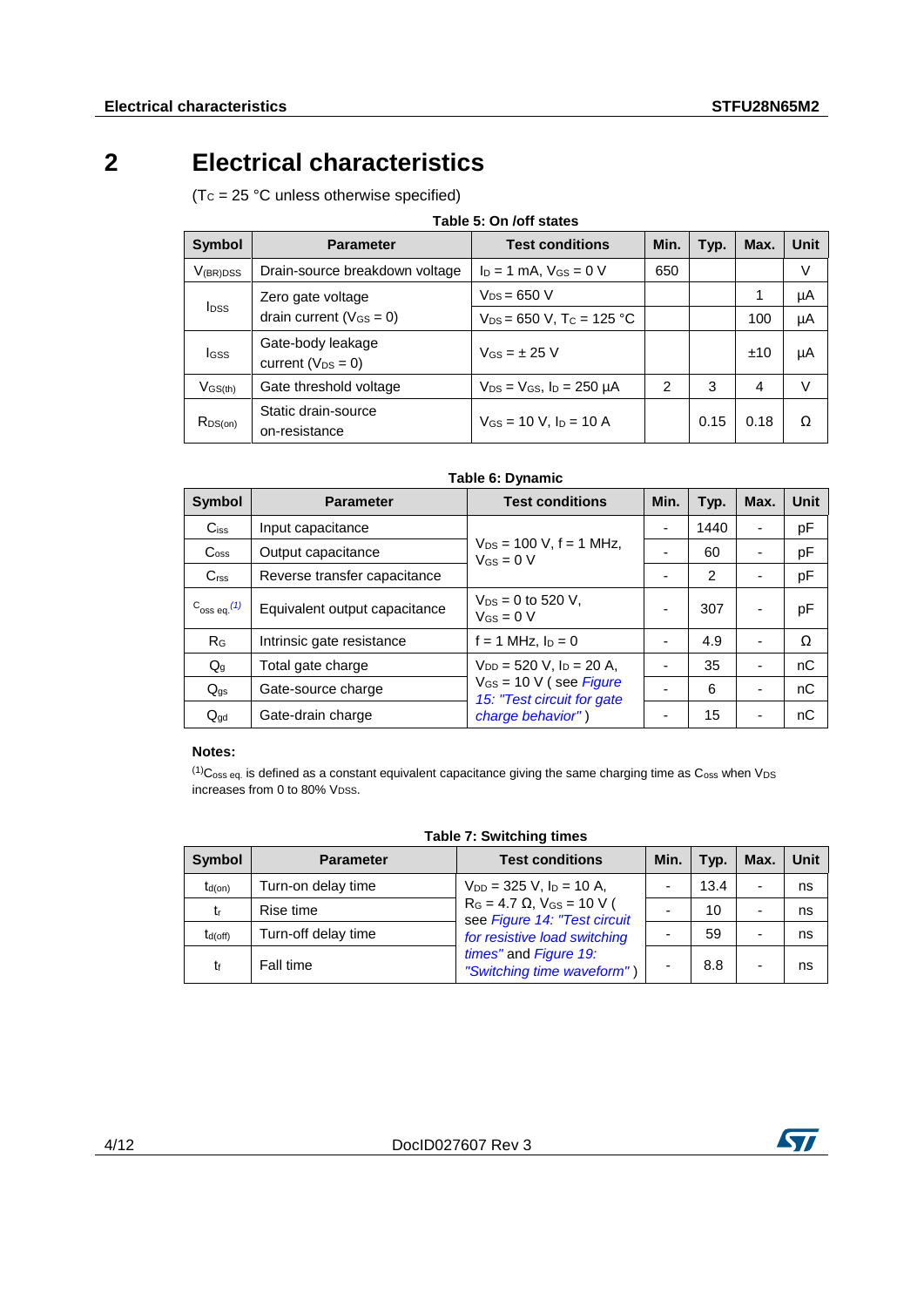# 2 Electrical characteristics

($T_C$ = 25 °C unless otherwise specified)

**Table 5: On /off states**

| Symbol | Parameter | Test conditions | Min. | Typ. | Max. | Unit |
|---|---|---|---|---|---|---|
| $V_{(BR)DSS}$ | Drain-source breakdown voltage | $I_D$ = 1 mA, $V_{GS}$ = 0 V | 650 | | | V |
| $I_{DSS}$ | Zero gate voltage drain current ($V_{GS}$ = 0) | $V_{DS}$ = 650 V | | | 1 | µA |
| | | $V_{DS}$ = 650 V, $T_C$ = 125 °C | | | 100 | µA |
| $I_{GSS}$ | Gate-body leakage current ($V_{DS}$ = 0) | $V_{GS}$ = ± 25 V | | | ±10 | µA |
| $V_{GS(th)}$ | Gate threshold voltage | $V_{DS}$ = $V_{GS}$, $I_D$ = 250 µA | 2 | 3 | 4 | V |
| $R_{DS(on)}$ | Static drain-source on-resistance | $V_{GS}$ = 10 V, $I_D$ = 10 A | | 0.15 | 0.18 | Ω |

**Table 6: Dynamic**

| Symbol | Parameter | Test conditions | Min. | Typ. | Max. | Unit |
|---|---|---|---|---|---|---|
| $C_{iss}$ | Input capacitance | $V_{DS}$ = 100 V, f = 1 MHz, $V_{GS}$ = 0 V | - | 1440 | - | pF |
| $C_{oss}$ | Output capacitance | | - | 60 | - | pF |
| $C_{rss}$ | Reverse transfer capacitance | | - | 2 | - | pF |
| $C_{oss\ eq.}$ (1) | Equivalent output capacitance | $V_{DS}$ = 0 to 520 V, $V_{GS}$ = 0 V | - | 307 | - | pF |
| $R_G$ | Intrinsic gate resistance | f = 1 MHz, $I_D$ = 0 | - | 4.9 | - | Ω |
| $Q_g$ | Total gate charge | $V_{DD}$ = 520 V, $I_D$ = 20 A, $V_{GS}$ = 10 V ( see *Figure 15: "Test circuit for gate charge behavior"* ) | - | 35 | - | nC |
| $Q_{gs}$ | Gate-source charge | | - | 6 | - | nC |
| $Q_{gd}$ | Gate-drain charge | | - | 15 | - | nC |

**Notes:**

(1) $C_{oss\ eq.}$ is defined as a constant equivalent capacitance giving the same charging time as $C_{oss}$ when $V_{DS}$ increases from 0 to 80% $V_{DSS}$.

**Table 7: Switching times**

| Symbol | Parameter | Test conditions | Min. | Typ. | Max. | Unit |
|---|---|---|---|---|---|---|
| $t_{d(on)}$ | Turn-on delay time | $V_{DD}$ = 325 V, $I_D$ = 10 A, $R_G$ = 4.7 Ω, $V_{GS}$ = 10 V ( see *Figure 14: "Test circuit for resistive load switching times"* and *Figure 19: "Switching time waveform"* ) | - | 13.4 | - | ns |
| $t_r$ | Rise time | | - | 10 | - | ns |
| $t_{d(off)}$ | Turn-off delay time | | - | 59 | - | ns |
| $t_f$ | Fall time | | - | 8.8 | - | ns |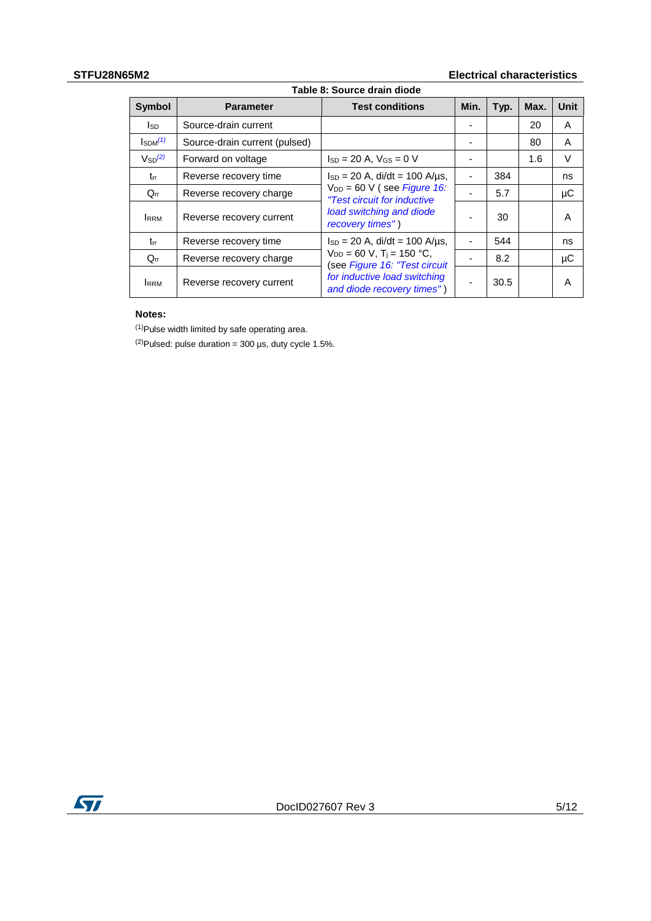Table 8: Source drain diode

| Symbol | Parameter | Test conditions | Min. | Typ. | Max. | Unit |
|---|---|---|---|---|---|---|
| $I_{SD}$ | Source-drain current | | - | | 20 | A |
| $I_{SDM}$[(1)] | Source-drain current (pulsed) | | - | | 80 | A |
| $V_{SD}$[(2)] | Forward on voltage | $I_{SD}$ = 20 A, $V_{GS}$ = 0 V | - | | 1.6 | V |
| $t_{rr}$ | Reverse recovery time | $I_{SD}$ = 20 A, di/dt = 100 A/µs, $V_{DD}$ = 60 V ( see *Figure 16: "Test circuit for inductive load switching and diode recovery times"* ) | - | 384 | | ns |
| $Q_{rr}$ | Reverse recovery charge | | - | 5.7 | | µC |
| $I_{RRM}$ | Reverse recovery current | | - | 30 | | A |
| $t_{rr}$ | Reverse recovery time | $I_{SD}$ = 20 A, di/dt = 100 A/µs, $V_{DD}$ = 60 V, $T_j$ = 150 °C, (see *Figure 16: "Test circuit for inductive load switching and diode recovery times"* ) | - | 544 | | ns |
| $Q_{rr}$ | Reverse recovery charge | | - | 8.2 | | µC |
| $I_{RRM}$ | Reverse recovery current | | - | 30.5 | | A |

**Notes:**

(1)Pulse width limited by safe operating area.

(2)Pulsed: pulse duration = 300 µs, duty cycle 1.5%.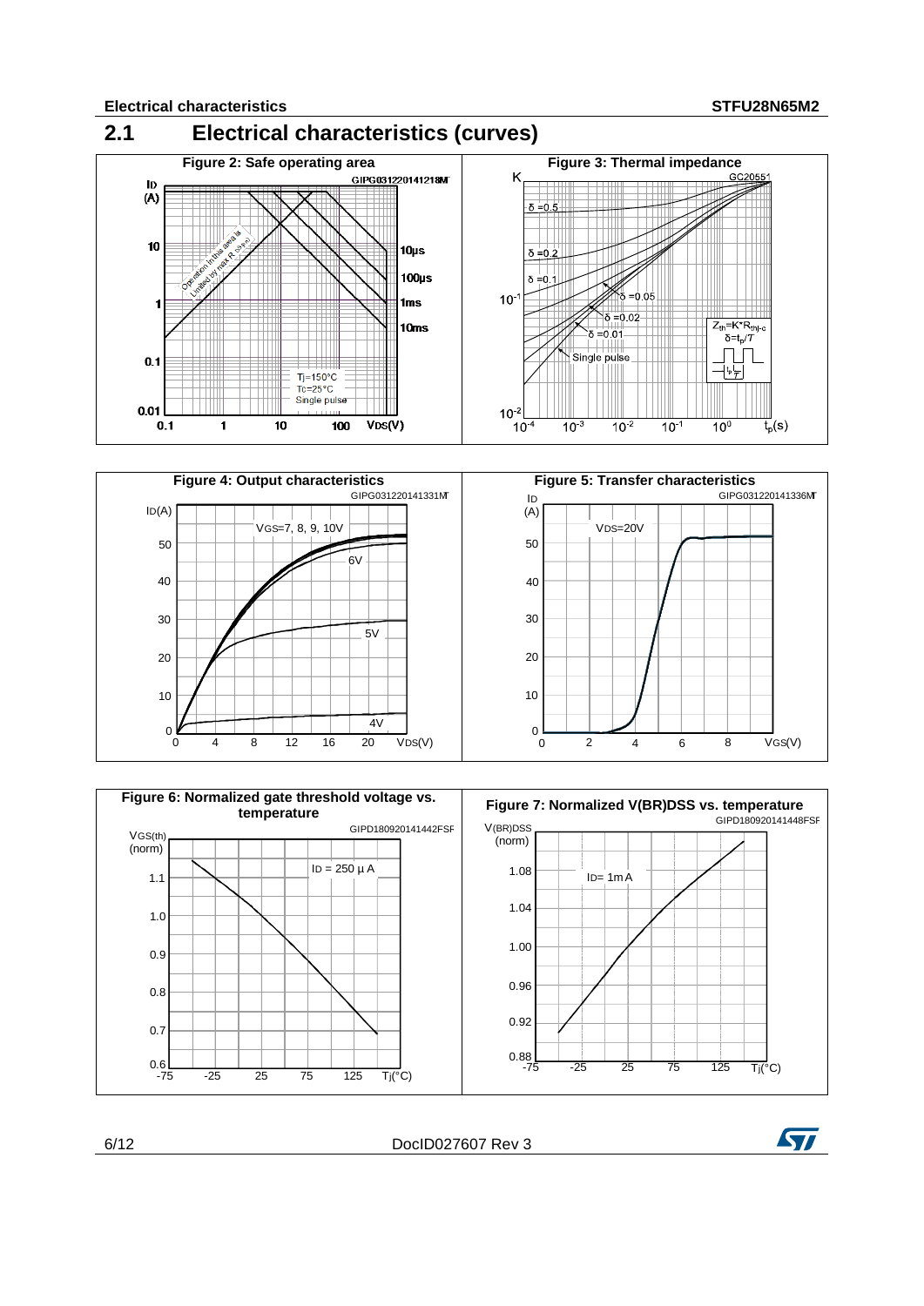## 2.1 Electrical characteristics (curves)

Figure 2: Safe operating area

Figure 3: Thermal impedance

Figure 4: Output characteristics

Figure 5: Transfer characteristics

Figure 6: Normalized gate threshold voltage vs. temperature

Figure 7: Normalized V(BR)DSS vs. temperature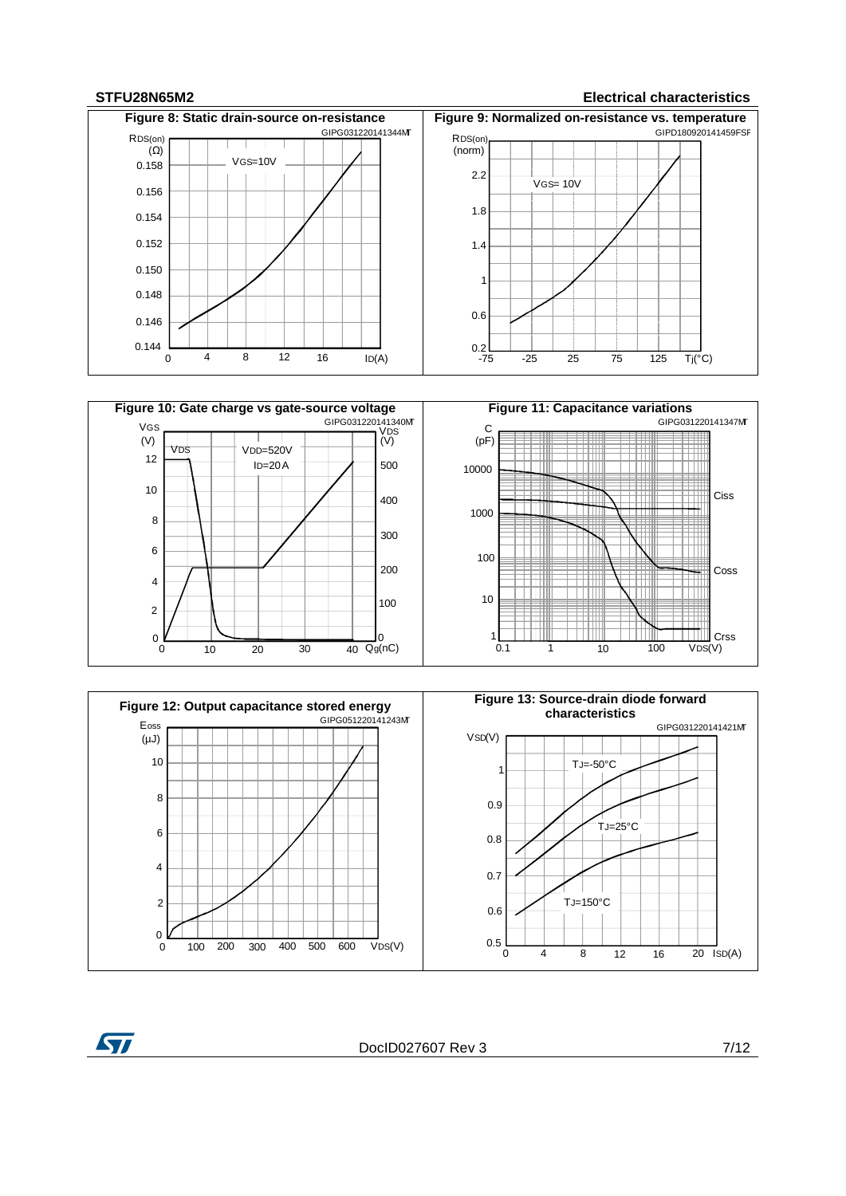**Figure 8: Static drain-source on-resistance**

**Figure 9: Normalized on-resistance vs. temperature**

**Figure 10: Gate charge vs gate-source voltage**

**Figure 11: Capacitance variations**

**Figure 12: Output capacitance stored energy**

**Figure 13: Source-drain diode forward characteristics**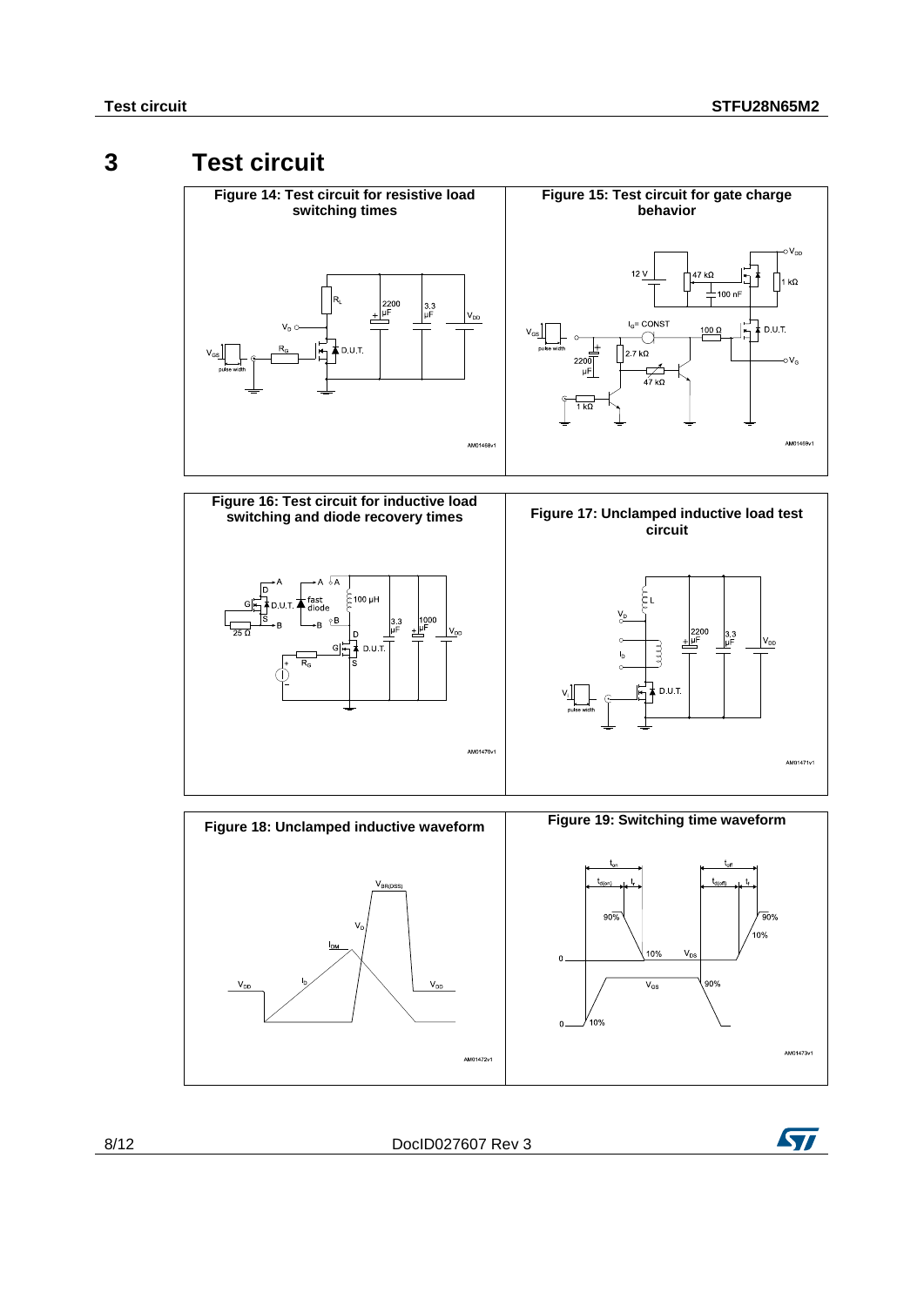# 3 Test circuit

**Figure 14: Test circuit for resistive load switching times**

**Figure 15: Test circuit for gate charge behavior**

**Figure 16: Test circuit for inductive load switching and diode recovery times**

**Figure 17: Unclamped inductive load test circuit**

**Figure 18: Unclamped inductive waveform**

**Figure 19: Switching time waveform**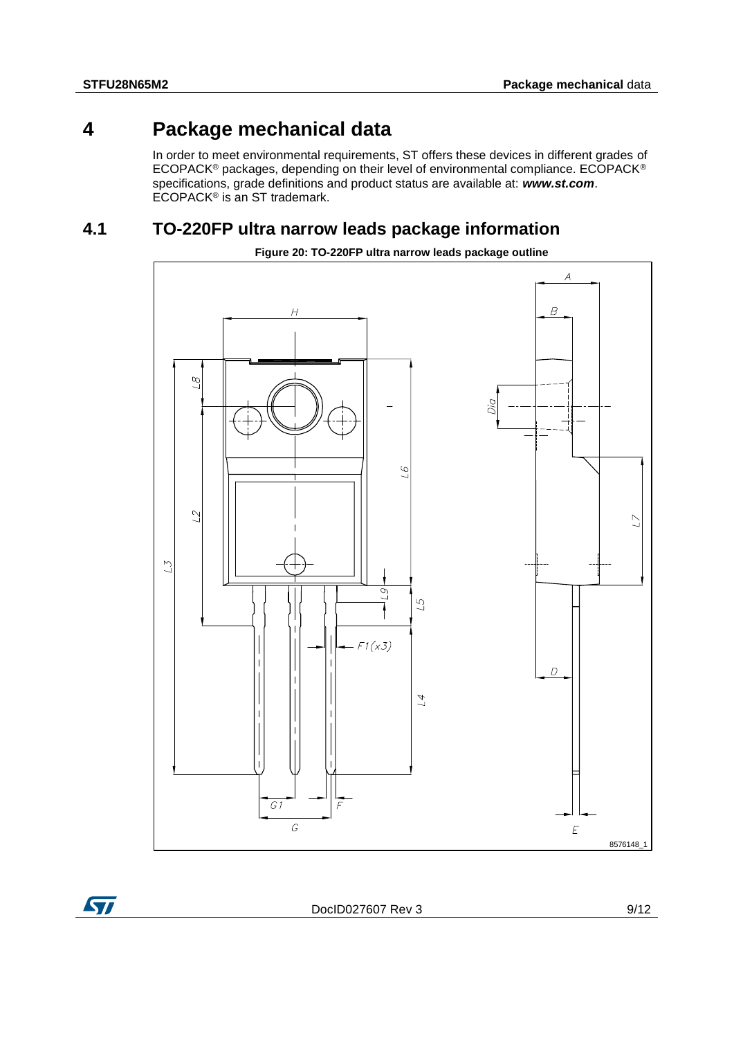# 4 Package mechanical data

In order to meet environmental requirements, ST offers these devices in different grades of ECOPACK® packages, depending on their level of environmental compliance. ECOPACK® specifications, grade definitions and product status are available at: ***www.st.com***. ECOPACK® is an ST trademark.

## 4.1 TO-220FP ultra narrow leads package information

**Figure 20: TO-220FP ultra narrow leads package outline**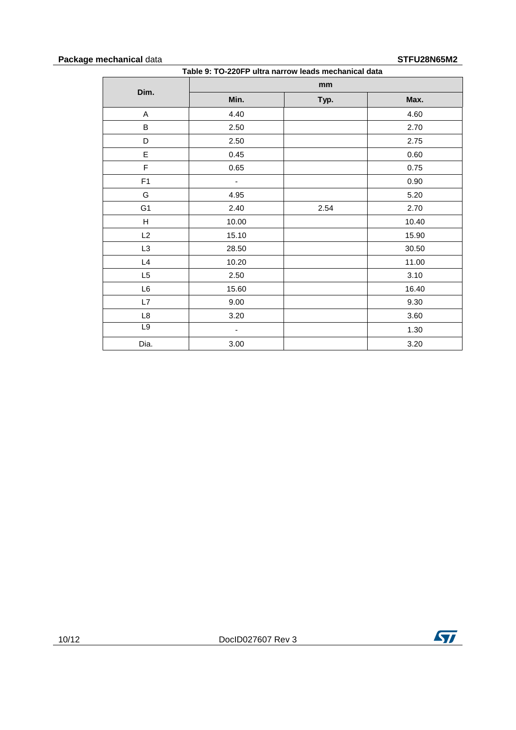Table 9: TO-220FP ultra narrow leads mechanical data

| Dim. | mm | | |
|---|---|---|---|
| | Min. | Typ. | Max. |
| A | 4.40 | | 4.60 |
| B | 2.50 | | 2.70 |
| D | 2.50 | | 2.75 |
| E | 0.45 | | 0.60 |
| F | 0.65 | | 0.75 |
| F1 | - | | 0.90 |
| G | 4.95 | | 5.20 |
| G1 | 2.40 | 2.54 | 2.70 |
| H | 10.00 | | 10.40 |
| L2 | 15.10 | | 15.90 |
| L3 | 28.50 | | 30.50 |
| L4 | 10.20 | | 11.00 |
| L5 | 2.50 | | 3.10 |
| L6 | 15.60 | | 16.40 |
| L7 | 9.00 | | 9.30 |
| L8 | 3.20 | | 3.60 |
| L9 | - | | 1.30 |
| Dia. | 3.00 | | 3.20 |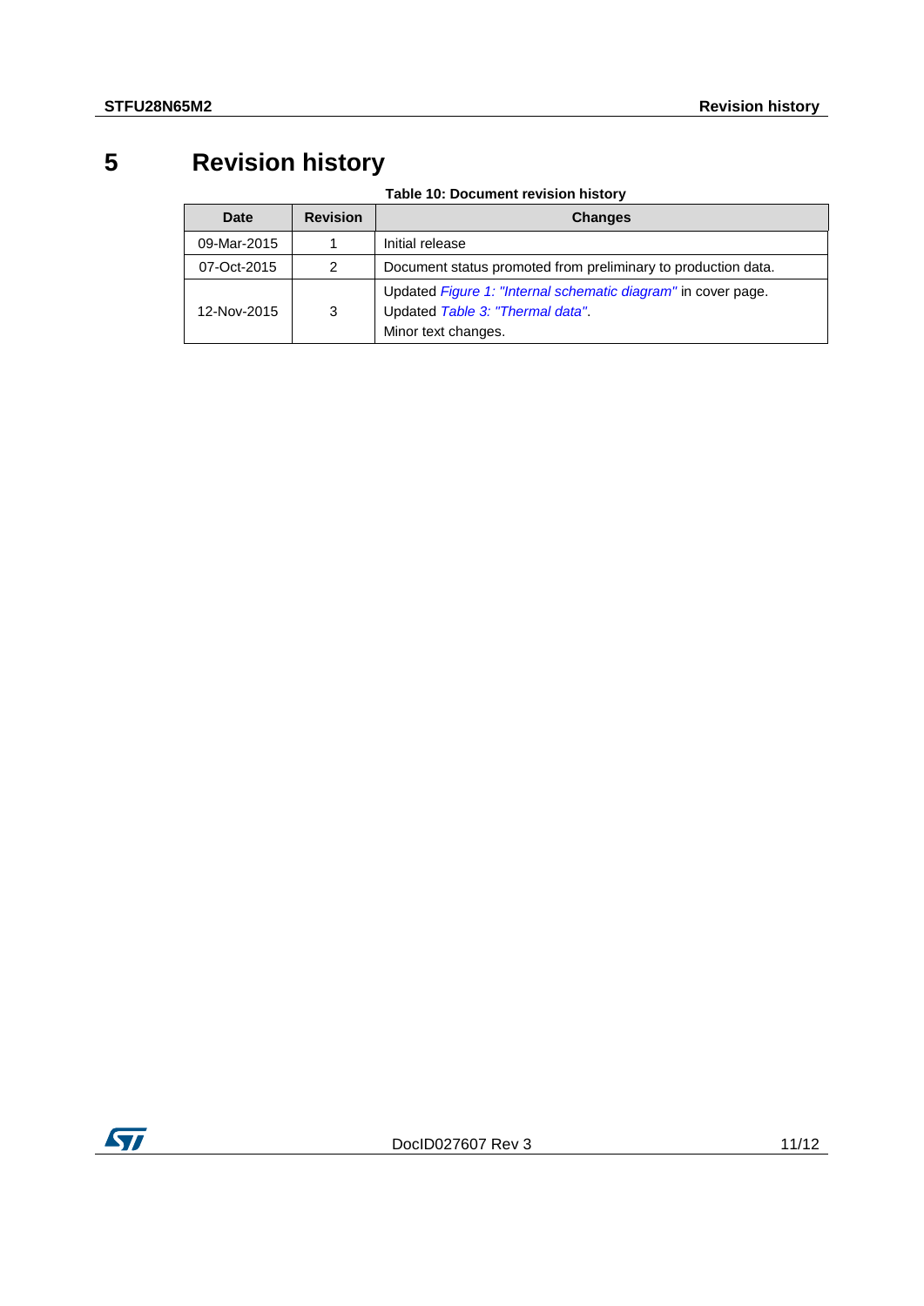# 5 Revision history

**Table 10: Document revision history**

| Date | Revision | Changes |
|---|---|---|
| 09-Mar-2015 | 1 | Initial release |
| 07-Oct-2015 | 2 | Document status promoted from preliminary to production data. |
| 12-Nov-2015 | 3 | Updated *Figure 1: "Internal schematic diagram"* in cover page.<br>Updated *Table 3: "Thermal data"*.<br>Minor text changes. |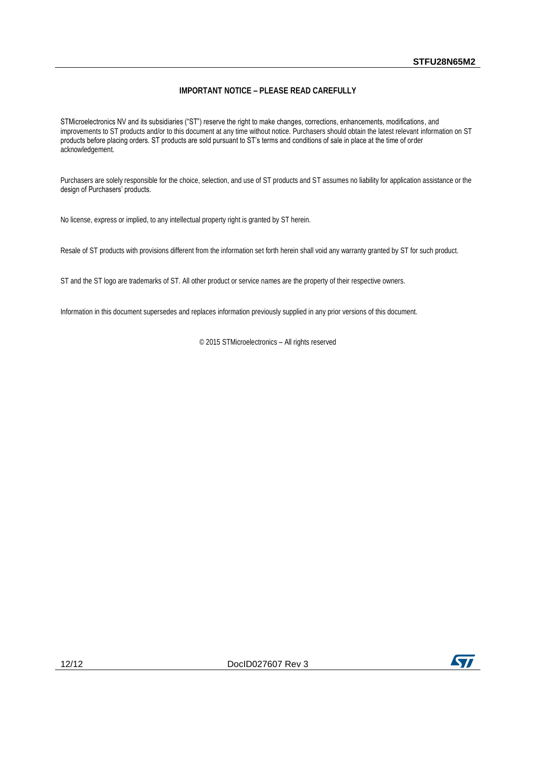**IMPORTANT NOTICE – PLEASE READ CAREFULLY**

STMicroelectronics NV and its subsidiaries ("ST") reserve the right to make changes, corrections, enhancements, modifications, and improvements to ST products and/or to this document at any time without notice. Purchasers should obtain the latest relevant information on ST products before placing orders. ST products are sold pursuant to ST's terms and conditions of sale in place at the time of order acknowledgement.

Purchasers are solely responsible for the choice, selection, and use of ST products and ST assumes no liability for application assistance or the design of Purchasers' products.

No license, express or implied, to any intellectual property right is granted by ST herein.

Resale of ST products with provisions different from the information set forth herein shall void any warranty granted by ST for such product.

ST and the ST logo are trademarks of ST. All other product or service names are the property of their respective owners.

Information in this document supersedes and replaces information previously supplied in any prior versions of this document.

© 2015 STMicroelectronics – All rights reserved